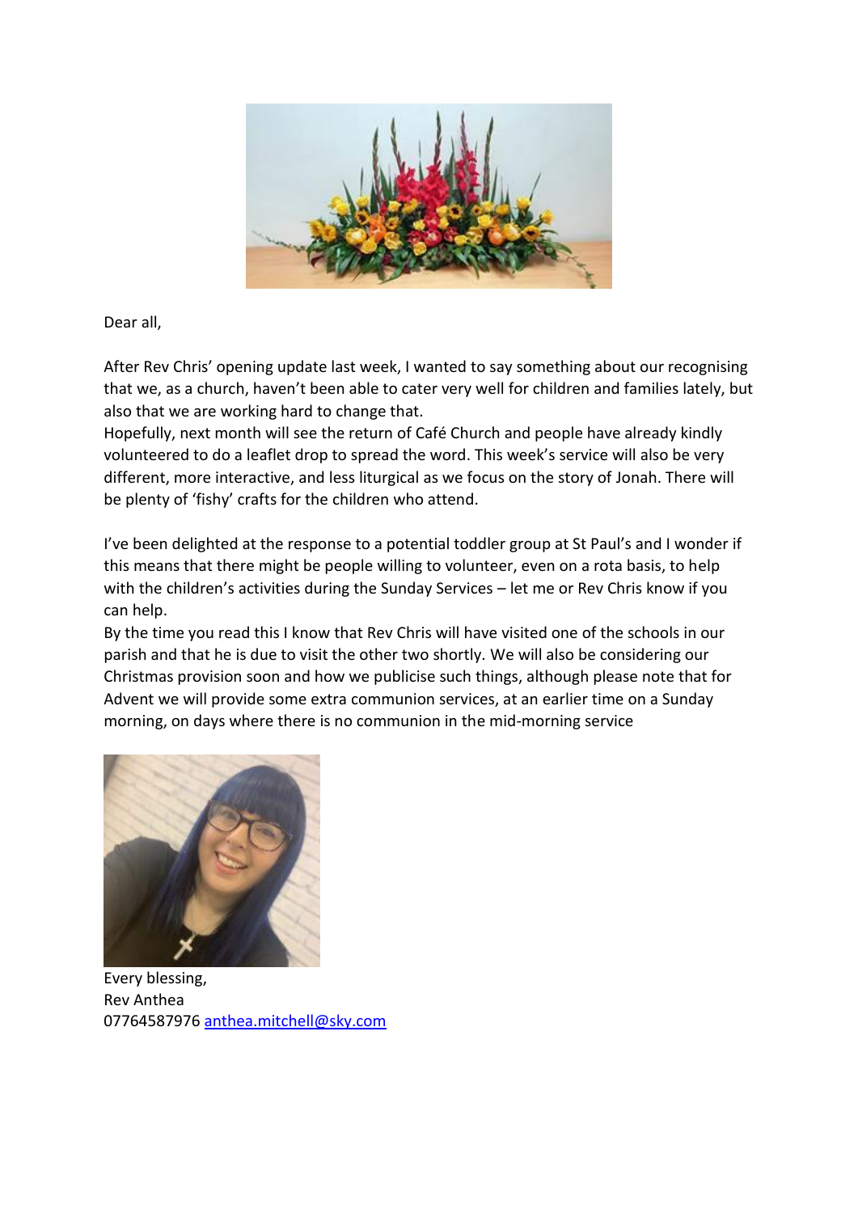Dear all,

After Rev Chris' opening update last week, I wanted to say something about our recognising that we, as a church, haven't been able to cater very well for children and families lately, but also that we are working hard to change that.
Hopefully, next month will see the return of Café Church and people have already kindly volunteered to do a leaflet drop to spread the word. This week's service will also be very different, more interactive, and less liturgical as we focus on the story of Jonah. There will be plenty of 'fishy' crafts for the children who attend.

I've been delighted at the response to a potential toddler group at St Paul's and I wonder if this means that there might be people willing to volunteer, even on a rota basis, to help with the children's activities during the Sunday Services – let me or Rev Chris know if you can help.
By the time you read this I know that Rev Chris will have visited one of the schools in our parish and that he is due to visit the other two shortly. We will also be considering our Christmas provision soon and how we publicise such things, although please note that for Advent we will provide some extra communion services, at an earlier time on a Sunday morning, on days where there is no communion in the mid-morning service

Every blessing,
Rev Anthea
07764587976 anthea.mitchell@sky.com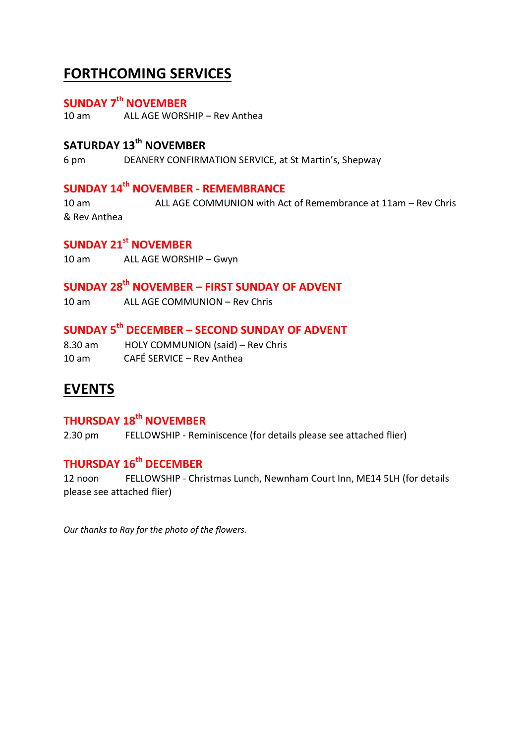## FORTHCOMING SERVICES

### SUNDAY 7th NOVEMBER

10 am ALL AGE WORSHIP – Rev Anthea

### SATURDAY 13th NOVEMBER

6 pm DEANERY CONFIRMATION SERVICE, at St Martin's, Shepway

### SUNDAY 14th NOVEMBER - REMEMBRANCE

10 am ALL AGE COMMUNION with Act of Remembrance at 11am – Rev Chris & Rev Anthea

### SUNDAY 21st NOVEMBER

10 am ALL AGE WORSHIP – Gwyn

### SUNDAY 28th NOVEMBER – FIRST SUNDAY OF ADVENT

10 am ALL AGE COMMUNION – Rev Chris

### SUNDAY 5th DECEMBER – SECOND SUNDAY OF ADVENT

8.30 am HOLY COMMUNION (said) – Rev Chris

10 am CAFÉ SERVICE – Rev Anthea

## EVENTS

### THURSDAY 18th NOVEMBER

2.30 pm FELLOWSHIP - Reminiscence (for details please see attached flier)

### THURSDAY 16th DECEMBER

12 noon FELLOWSHIP - Christmas Lunch, Newnham Court Inn, ME14 5LH (for details please see attached flier)

*Our thanks to Ray for the photo of the flowers.*